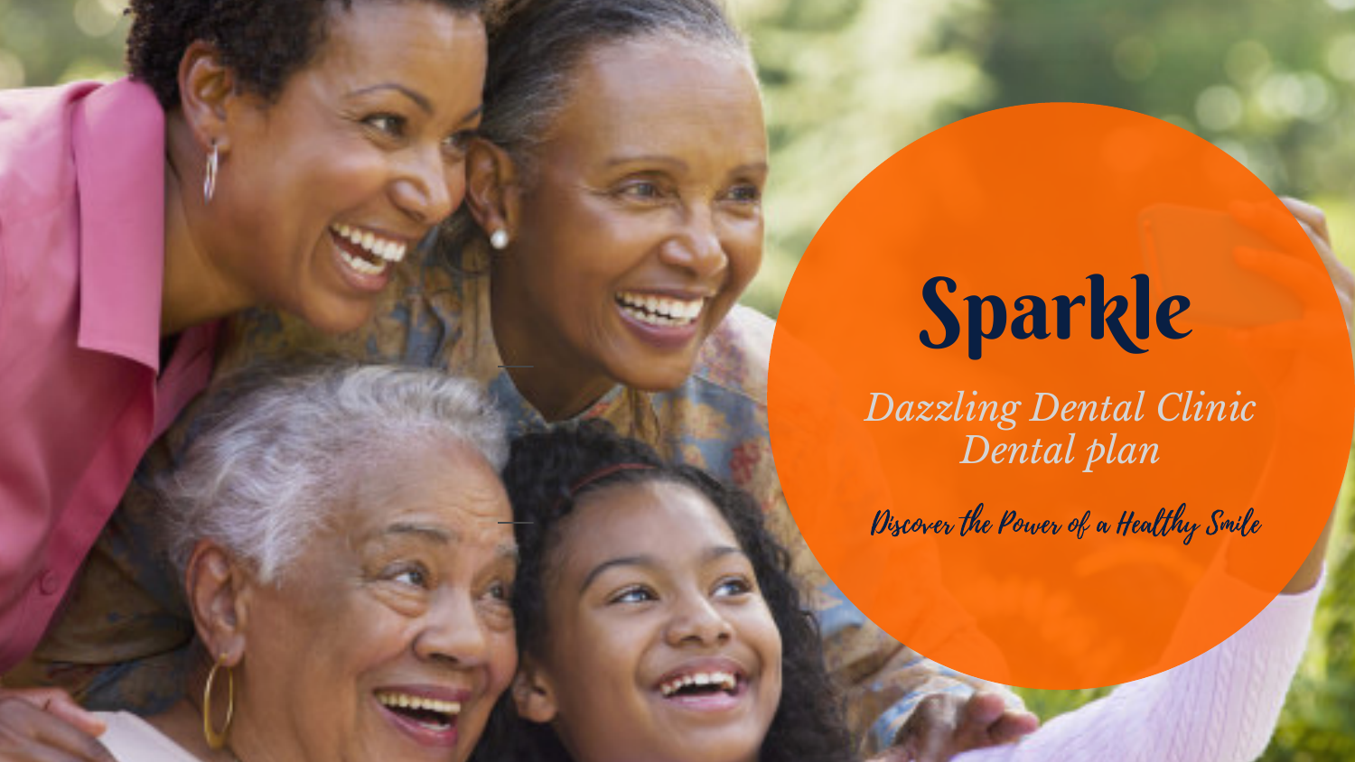# Sparkle

*Dazzling Dental Clinic Dental plan*

Discover the Power of a Healthy Smile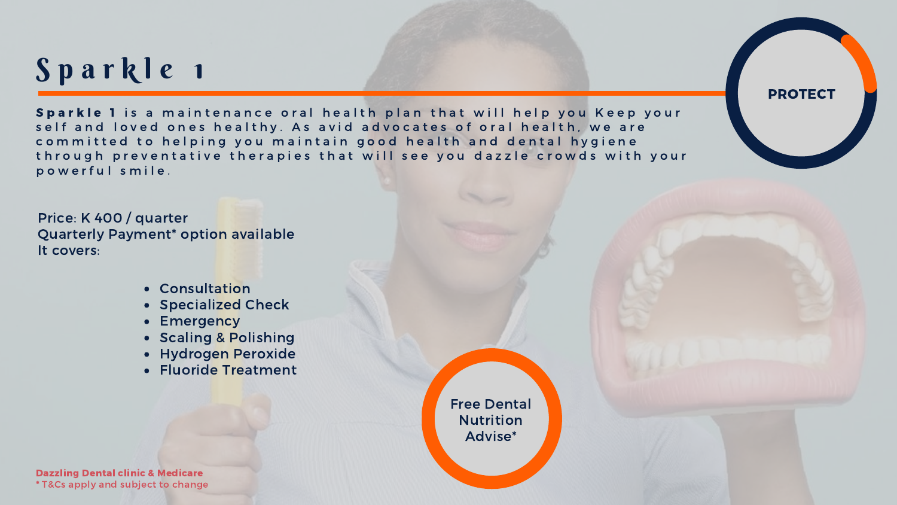# Sparkle 1

PROTECT

**Sparkle 1** is a maintenance oral health plan that will help you Keep your self and loved ones healthy. As avid advocates of oral health, we are committed to helping you maintain good health and dental hygiene through preventative therapies that will see you dazzle crowds with your powerful smile.

Price: K 400 / quarter
Quarterly Payment* option available
It covers:

- Consultation
- Specialized Check
- Emergency
- Scaling & Polishing
- Hydrogen Peroxide
- Fluoride Treatment

Free Dental Nutrition Advise*

**Dazzling Dental clinic & Medicare**
* T&Cs apply and subject to change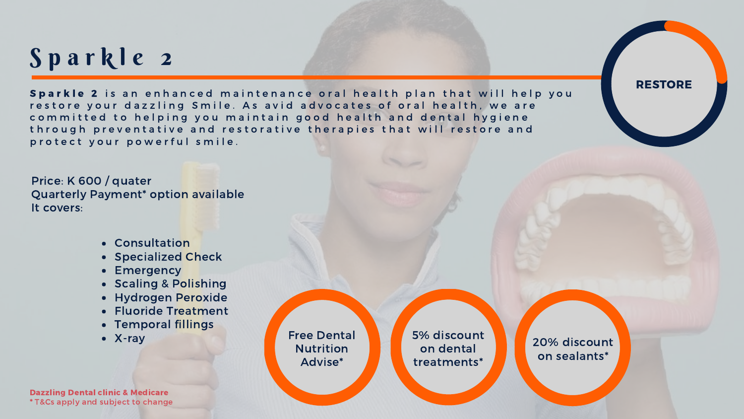# Sparkle 2

RESTORE

**Sparkle 2** is an enhanced maintenance oral health plan that will help you restore your dazzling Smile. As avid advocates of oral health, we are committed to helping you maintain good health and dental hygiene through preventative and restorative therapies that will restore and protect your powerful smile.

Price: K 600 / quater
Quarterly Payment* option available
It covers:

- Consultation
- Specialized Check
- Emergency
- Scaling & Polishing
- Hydrogen Peroxide
- Fluoride Treatment
- Temporal fillings
- X-ray

Free Dental Nutrition Advise*

5% discount on dental treatments*

20% discount on sealants*

**Dazzling Dental clinic & Medicare**
* T&Cs apply and subject to change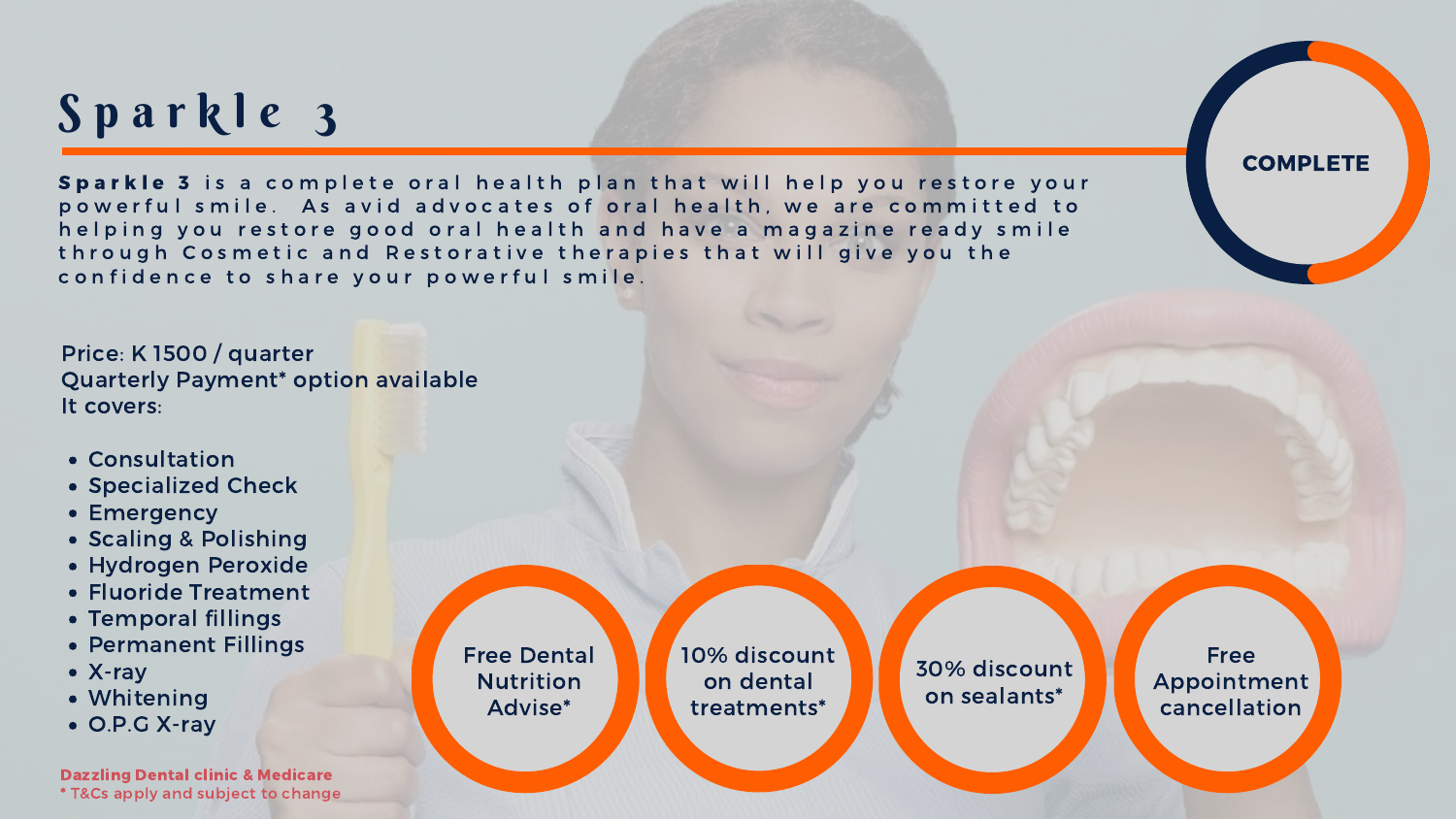# Sparkle 3

**COMPLETE**

**Sparkle 3** is a complete oral health plan that will help you restore your powerful smile. As avid advocates of oral health, we are committed to helping you restore good oral health and have a magazine ready smile through Cosmetic and Restorative therapies that will give you the confidence to share your powerful smile.

Price: K 1500 / quarter
Quarterly Payment* option available
It covers:

- Consultation
- Specialized Check
- Emergency
- Scaling & Polishing
- Hydrogen Peroxide
- Fluoride Treatment
- Temporal fillings
- Permanent Fillings
- X-ray
- Whitening
- O.P.G X-ray

Free Dental Nutrition Advise*

10% discount on dental treatments*

30% discount on sealants*

Free Appointment cancellation

**Dazzling Dental clinic & Medicare**
* T&Cs apply and subject to change